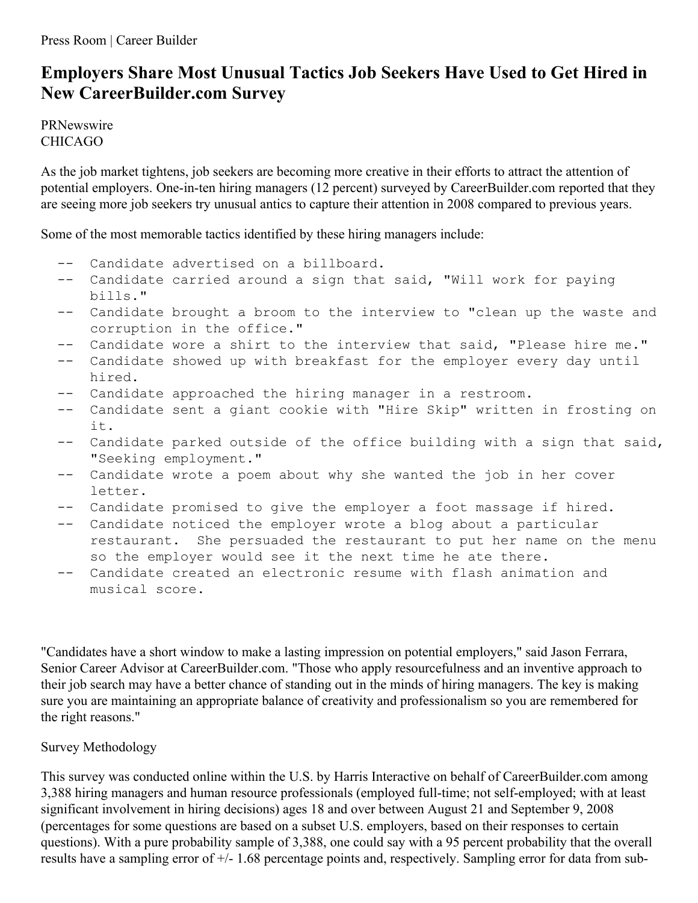Press Room | Career Builder

# Employers Share Most Unusual Tactics Job Seekers Have Used to Get Hired in New CareerBuilder.com Survey

PRNewswire
CHICAGO

As the job market tightens, job seekers are becoming more creative in their efforts to attract the attention of potential employers. One-in-ten hiring managers (12 percent) surveyed by CareerBuilder.com reported that they are seeing more job seekers try unusual antics to capture their attention in 2008 compared to previous years.

Some of the most memorable tactics identified by these hiring managers include:

```
  --  Candidate advertised on a billboard.
  --  Candidate carried around a sign that said, "Will work for paying
      bills."
  --  Candidate brought a broom to the interview to "clean up the waste and
      corruption in the office."
  --  Candidate wore a shirt to the interview that said, "Please hire me."
  --  Candidate showed up with breakfast for the employer every day until
      hired.
  --  Candidate approached the hiring manager in a restroom.
  --  Candidate sent a giant cookie with "Hire Skip" written in frosting on
      it.
  --  Candidate parked outside of the office building with a sign that said,
      "Seeking employment."
  --  Candidate wrote a poem about why she wanted the job in her cover
      letter.
  --  Candidate promised to give the employer a foot massage if hired.
  --  Candidate noticed the employer wrote a blog about a particular
      restaurant.  She persuaded the restaurant to put her name on the menu
      so the employer would see it the next time he ate there.
  --  Candidate created an electronic resume with flash animation and
      musical score.
```

"Candidates have a short window to make a lasting impression on potential employers," said Jason Ferrara, Senior Career Advisor at CareerBuilder.com. "Those who apply resourcefulness and an inventive approach to their job search may have a better chance of standing out in the minds of hiring managers. The key is making sure you are maintaining an appropriate balance of creativity and professionalism so you are remembered for the right reasons."

Survey Methodology

This survey was conducted online within the U.S. by Harris Interactive on behalf of CareerBuilder.com among 3,388 hiring managers and human resource professionals (employed full-time; not self-employed; with at least significant involvement in hiring decisions) ages 18 and over between August 21 and September 9, 2008 (percentages for some questions are based on a subset U.S. employers, based on their responses to certain questions). With a pure probability sample of 3,388, one could say with a 95 percent probability that the overall results have a sampling error of +/- 1.68 percentage points and, respectively. Sampling error for data from sub-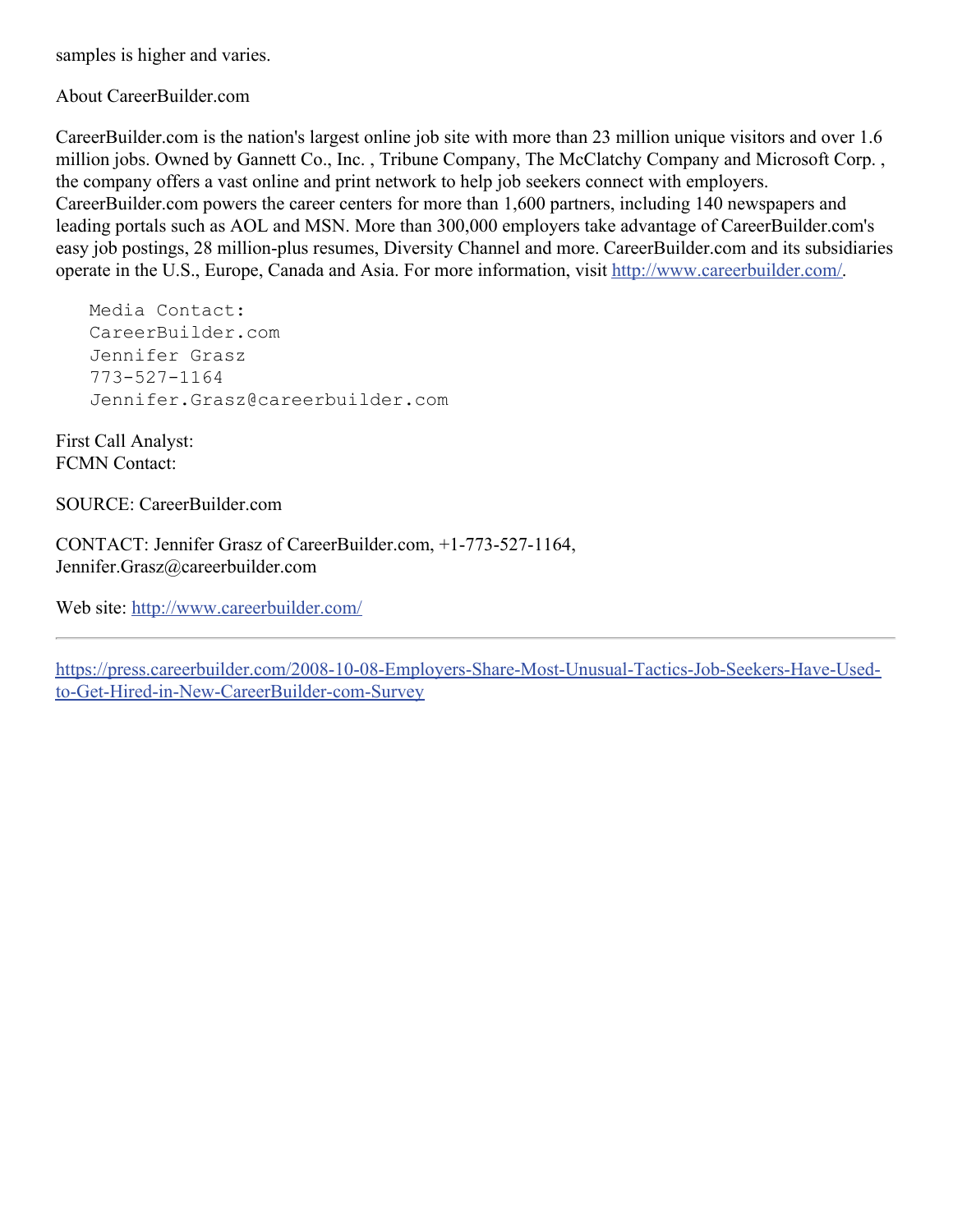samples is higher and varies.

About CareerBuilder.com

CareerBuilder.com is the nation's largest online job site with more than 23 million unique visitors and over 1.6 million jobs. Owned by Gannett Co., Inc. , Tribune Company, The McClatchy Company and Microsoft Corp. , the company offers a vast online and print network to help job seekers connect with employers. CareerBuilder.com powers the career centers for more than 1,600 partners, including 140 newspapers and leading portals such as AOL and MSN. More than 300,000 employers take advantage of CareerBuilder.com's easy job postings, 28 million-plus resumes, Diversity Channel and more. CareerBuilder.com and its subsidiaries operate in the U.S., Europe, Canada and Asia. For more information, visit http://www.careerbuilder.com/.

```
Media Contact:
CareerBuilder.com
Jennifer Grasz
773-527-1164
Jennifer.Grasz@careerbuilder.com
```

First Call Analyst:
FCMN Contact:

SOURCE: CareerBuilder.com

CONTACT: Jennifer Grasz of CareerBuilder.com, +1-773-527-1164, Jennifer.Grasz@careerbuilder.com

Web site: http://www.careerbuilder.com/

---

https://press.careerbuilder.com/2008-10-08-Employers-Share-Most-Unusual-Tactics-Job-Seekers-Have-Used-to-Get-Hired-in-New-CareerBuilder-com-Survey